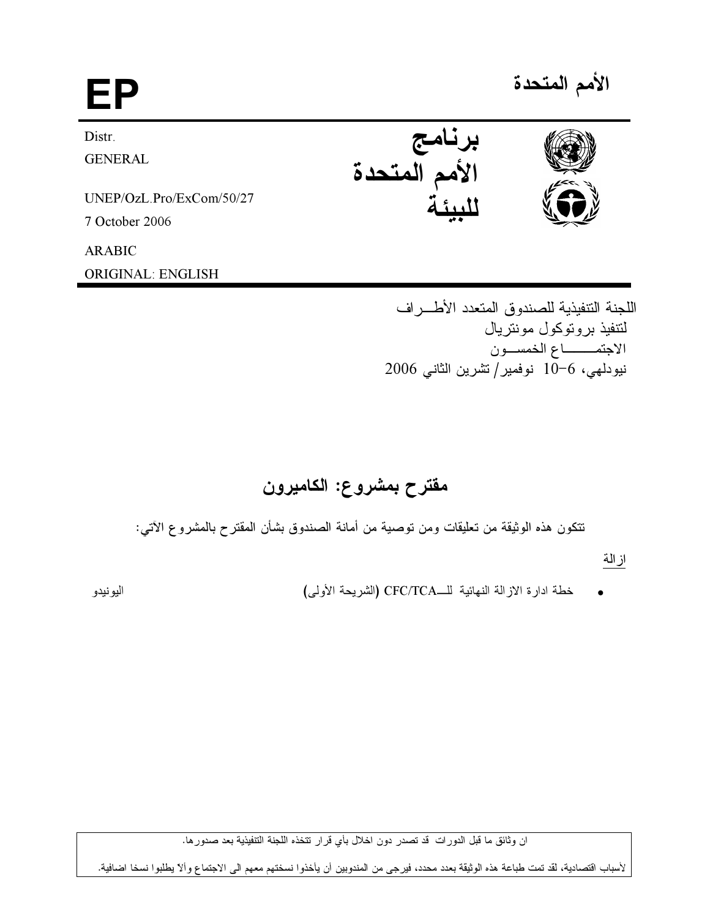# الأمم المتحدة

**EP**

**برنامج الأمم المتحدة للبيئة**

Distr.
GENERAL

UNEP/OzL.Pro/ExCom/50/27
7 October 2006

ARABIC
ORIGINAL: ENGLISH

اللجنة التنفيذية للصندوق المتعدد الأطـــراف
لتنفيذ بروتوكول مونتريال
الاجتمــــــاع الخمســون
نيودلهي، 6-10 نوفمبر/تشرين الثاني 2006

## مقترح بمشروع: الكاميرون

تتكون هذه الوثيقة من تعليقات ومن توصية من أمانة الصندوق بشأن المقترح بالمشروع الآتي:

ازالة

- خطة ادارة الازالة النهائية للـــCFC/TCA (الشريحة الأولى) — اليونيدو

---

ان وثائق ما قبل الدورات قد تصدر دون اخلال بأي قرار تتخذه اللجنة التنفيذية بعد صدورها.

لأسباب اقتصادية، لقد تمت طباعة هذه الوثيقة بعدد محدد، فيرجى من المندوبين أن يأخذوا نسختهم معهم الى الاجتماع وألا يطلبوا نسخا اضافية.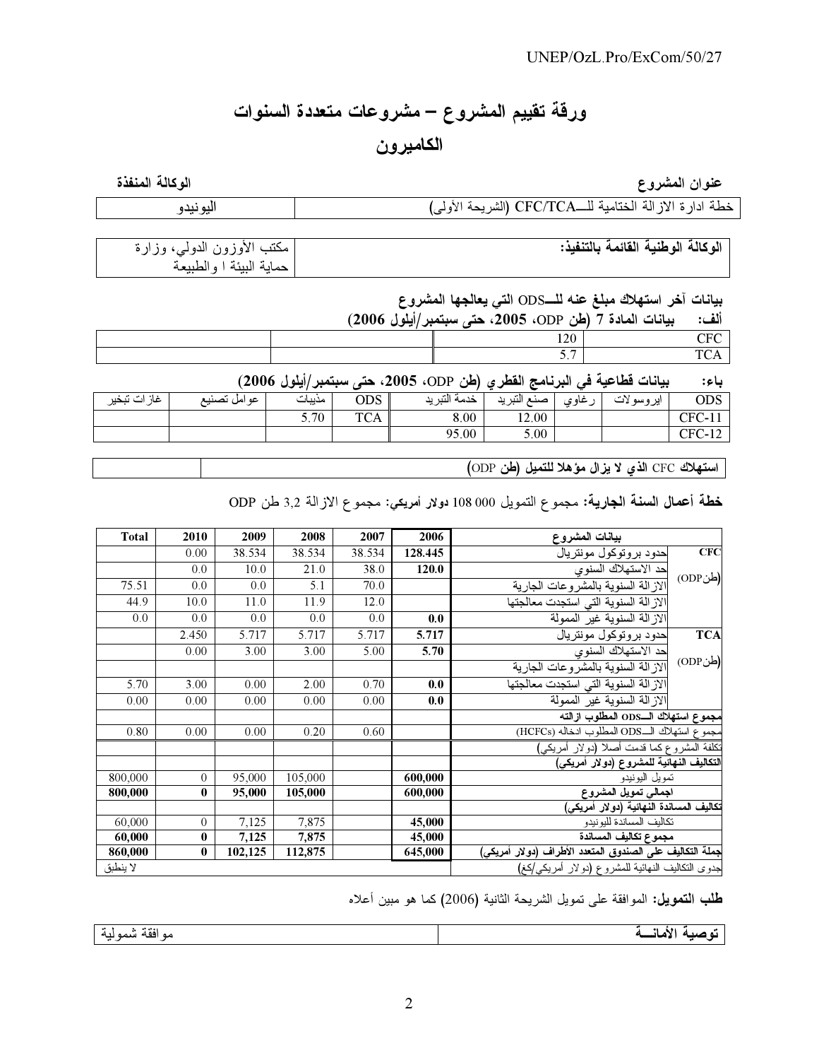# ورقة تقييم المشروع – مشروعات متعددة السنوات

## الكاميرون

| عنوان المشروع | الوكالة المنفذة |
|---|---|
| خطة ادارة الازالة الختامية للــCFC/TCA (الشريحة الأولى) | اليونيدو |

| الوكالة الوطنية القائمة بالتنفيذ: | مكتب الأوزون الدولي، وزارة حماية البيئة ا والطبيعة |
|---|---|

**بيانات آخر استهلاك مبلغ عنه للــODS التي يعالجها المشروع**

**ألف: بيانات المادة 7 (طن ODP، 2005، حتى سبتمبر/أيلول 2006)**

| | | | |
|---|---|---|---|
| CFC | 120 | | |
| TCA | 5.7 | | |

**باء: بيانات قطاعية في البرنامج القطري (طن ODP، 2005، حتى سبتمبر/أيلول 2006)**

| ODS | ايروسولات | رغاوي | صنع التبريد | خدمة التبريد | ODS | مذيبات | عوامل تصنيع | غازات تبخير |
|---|---|---|---|---|---|---|---|---|
| CFC-11 | | | 12.00 | 8.00 | TCA | 5.70 | | |
| CFC-12 | | | 5.00 | 95.00 | | | | |

| استهلاك CFC الذي لا يزال مؤهلا للتمويل (طن ODP) | |
|---|---|

**خطة أعمال السنة الجارية:** مجموع التمويل 108 000 دولار أمريكي: مجموع الازالة 3,2 طن ODP

| | بيانات المشروع | 2006 | 2007 | 2008 | 2009 | 2010 | Total |
|---|---|---|---|---|---|---|---|
| CFC (طنODP) | حدود بروتوكول مونتريال | 128.445 | 38.534 | 38.534 | 38.534 | 0.00 | |
| | حد الاستهلاك السنوي | 120.0 | 38.0 | 21.0 | 10.0 | 0.0 | |
| | الازالة السنوية بالمشروعات الجارية | | 70.0 | 5.1 | 0.0 | 0.0 | 75.51 |
| | الازالة السنوية التي استجدت معالجتها | | 12.0 | 11.9 | 11.0 | 10.0 | 44.9 |
| | الازالة السنوية غير الممولة | 0.0 | 0.0 | 0.0 | 0.0 | 0.0 | 0.0 |
| TCA (طنODP) | حدود بروتوكول مونتريال | 5.717 | 5.717 | 5.717 | 5.717 | 2.450 | |
| | حد الاستهلاك السنوي | 5.70 | 5.00 | 3.00 | 3.00 | 0.00 | |
| | الازالة السنوية بالمشروعات الجارية | | | | | | |
| | الازالة السنوية التي استجدت معالجتها | 0.0 | 0.70 | 2.00 | 0.00 | 3.00 | 5.70 |
| | الازالة السنوية غير الممولة | 0.0 | 0.00 | 0.00 | 0.00 | 0.00 | 0.00 |
| **مجموع استهلاك الــODS المطلوب ازالته** | | | | | | | |
| مجموع استهلاك الــODS المطلوب ادخاله (HCFCs) | | | 0.60 | 0.20 | 0.00 | 0.00 | 0.80 |
| تكلفة المشروع كما قدمت أصلا (دولار أمريكي) | | | | | | | |
| **التكاليف النهائية للمشروع (دولار أمريكي)** | | | | | | | |
| | تمويل اليونيدو | 600,000 | | 105,000 | 95,000 | 0 | 800,000 |
| | **اجمالي تمويل المشروع** | **600,000** | | **105,000** | **95,000** | **0** | **800,000** |
| **تكاليف المساندة النهائية (دولار أمريكي)** | | | | | | | |
| | تكاليف المساندة لليونيدو | 45,000 | | 7,875 | 7,125 | 0 | 60,000 |
| | **مجموع تكاليف المساندة** | **45,000** | | **7,875** | **7,125** | **0** | **60,000** |
| **جملة التكاليف على الصندوق المتعدد الأطراف (دولار أمريكي)** | | **645,000** | | **112,875** | **102,125** | **0** | **860,000** |
| جدوى التكاليف النهائية للمشروع (دولار أمريكي/كغ) | | | | | | | لا ينطبق |

**طلب التمويل:** الموافقة على تمويل الشريحة الثانية (2006) كما هو مبين أعلاه

| **توصيــة الأمانـــة** | موافقة شمولية |
|---|---|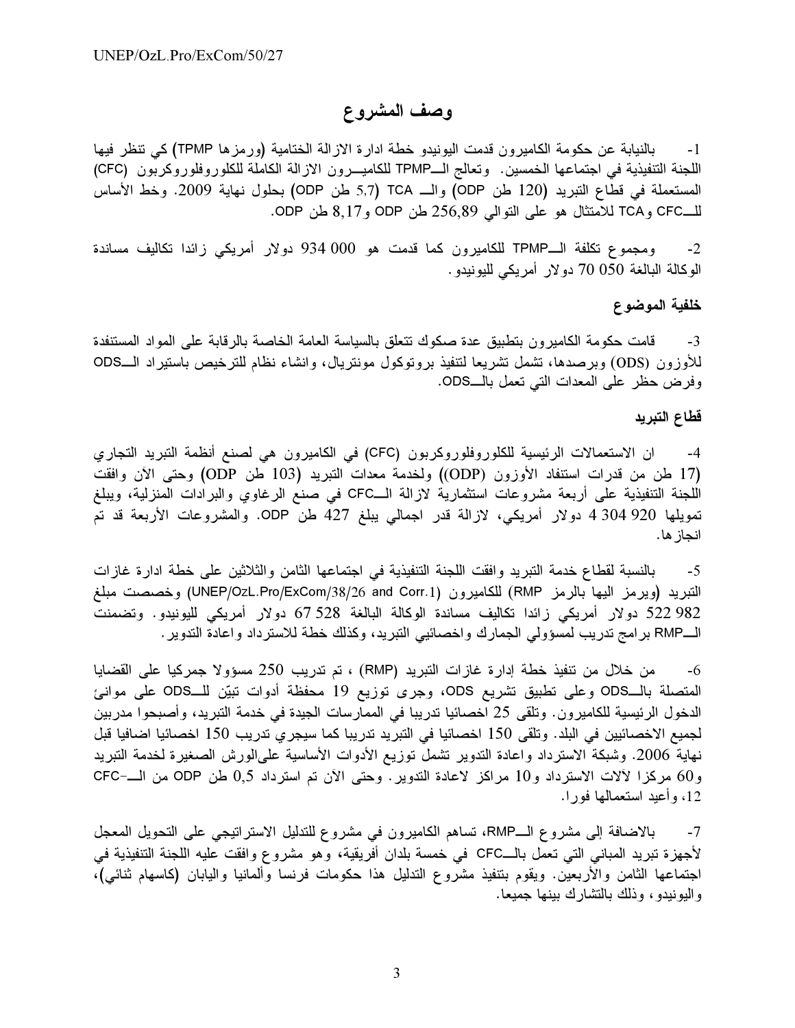# وصف المشروع

1- بالنيابة عن حكومة الكاميرون قدمت اليونيدو خطة ادارة الازالة الختامية (ورمزها TPMP) كي تنظر فيها اللجنة التنفيذية في اجتماعها الخمسين. وتعالج الـــTPMP للكاميـــرون الازالة الكاملة للكلوروفلوروكربون (CFC) المستعملة في قطاع التبريد (120 طن ODP) والـــ TCA (5,7 طن ODP) بحلول نهاية 2009. وخط الأساس للـــCFC وTCA للامتثال هو على التوالي 256,89 طن ODP و8,17 طن ODP.

2- ومجموع تكلفة الـــTPMP للكاميرون كما قدمت هو 934 000 دولار أمريكي زائدا تكاليف مساندة الوكالة البالغة 70 050 دولار أمريكي لليونيدو.

## خلفية الموضوع

3- قامت حكومة الكاميرون بتطبيق عدة صكوك تتعلق بالسياسة العامة الخاصة بالرقابة على المواد المستنفدة للأوزون (ODS) وبرصدها، تشمل تشريعا لتنفيذ بروتوكول مونتريال، وانشاء نظام للترخيص باستيراد الـــODS وفرض حظر على المعدات التي تعمل بالـــODS.

## قطاع التبريد

4- ان الاستعمالات الرئيسية للكلوروفلوروكربون (CFC) في الكاميرون هي لصنع أنظمة التبريد التجاري (17 طن من قدرات استنفاد الأوزون (ODP)) ولخدمة معدات التبريد (103 طن ODP) وحتى الآن وافقت اللجنة التنفيذية على أربعة مشروعات استثمارية لازالة الـــCFC في صنع الرغاوي والبرادات المنزلية، ويبلغ تمويلها 920 304 4 دولار أمريكي، لازالة قدر اجمالي يبلغ 427 طن ODP. والمشروعات الأربعة قد تم انجازها.

5- بالنسبة لقطاع خدمة التبريد وافقت اللجنة التنفيذية في اجتماعها الثامن والثلاثين على خطة ادارة غازات التبريد (ويرمز اليها بالرمز RMP) للكاميرون (UNEP/OzL.Pro/ExCom/38/26 and Corr.1) وخصصت مبلغ 982 522 دولار أمريكي زائدا تكاليف مساندة الوكالة البالغة 528 67 دولار أمريكي لليونيدو. وتضمنت الـــRMP برامج تدريب لمسؤولي الجمارك واخصائيي التبريد، وكذلك خطة للاسترداد واعادة التدوير.

6- من خلال من تنفيذ خطة إدارة غازات التبريد (RMP) ، تم تدريب 250 مسؤولا جمركيا على القضايا المتصلة بالـــODS وعلى تطبيق تشريع ODS، وجرى توزيع 19 محفظة أدوات تبيّن للـــODS على موانئ الدخول الرئيسية للكاميرون. وتلقى 25 اخصائيا تدريبا في الممارسات الجيدة في خدمة التبريد، وأصبحوا مدربين لجميع الاخصائيين في البلد. وتلقى 150 اخصائيا في التبريد تدريبا كما سيجري تدريب 150 اخصائيا اضافيا قبل نهاية 2006. وشبكة الاسترداد واعادة التدوير تشمل توزيع الأدوات الأساسية علىالورش الصغيرة لخدمة التبريد و60 مركزا لآلات الاسترداد و10 مراكز لاعادة التدوير. وحتى الآن تم استرداد 0,5 طن ODP من الـــCFC-12، وأعيد استعمالها فورا.

7- بالاضافة إلى مشروع الـــRMP، تساهم الكاميرون في مشروع للتدليل الاستراتيجي على التحويل المعجل لأجهزة تبريد المباني التي تعمل بالـــCFC في خمسة بلدان أفريقية، وهو مشروع وافقت عليه اللجنة التنفيذية في اجتماعها الثامن والأربعين. ويقوم بتنفيذ مشروع التدليل هذا حكومات فرنسا وألمانيا واليابان (كاسهام ثنائي)، واليونيدو، وذلك بالتشارك بينها جميعا.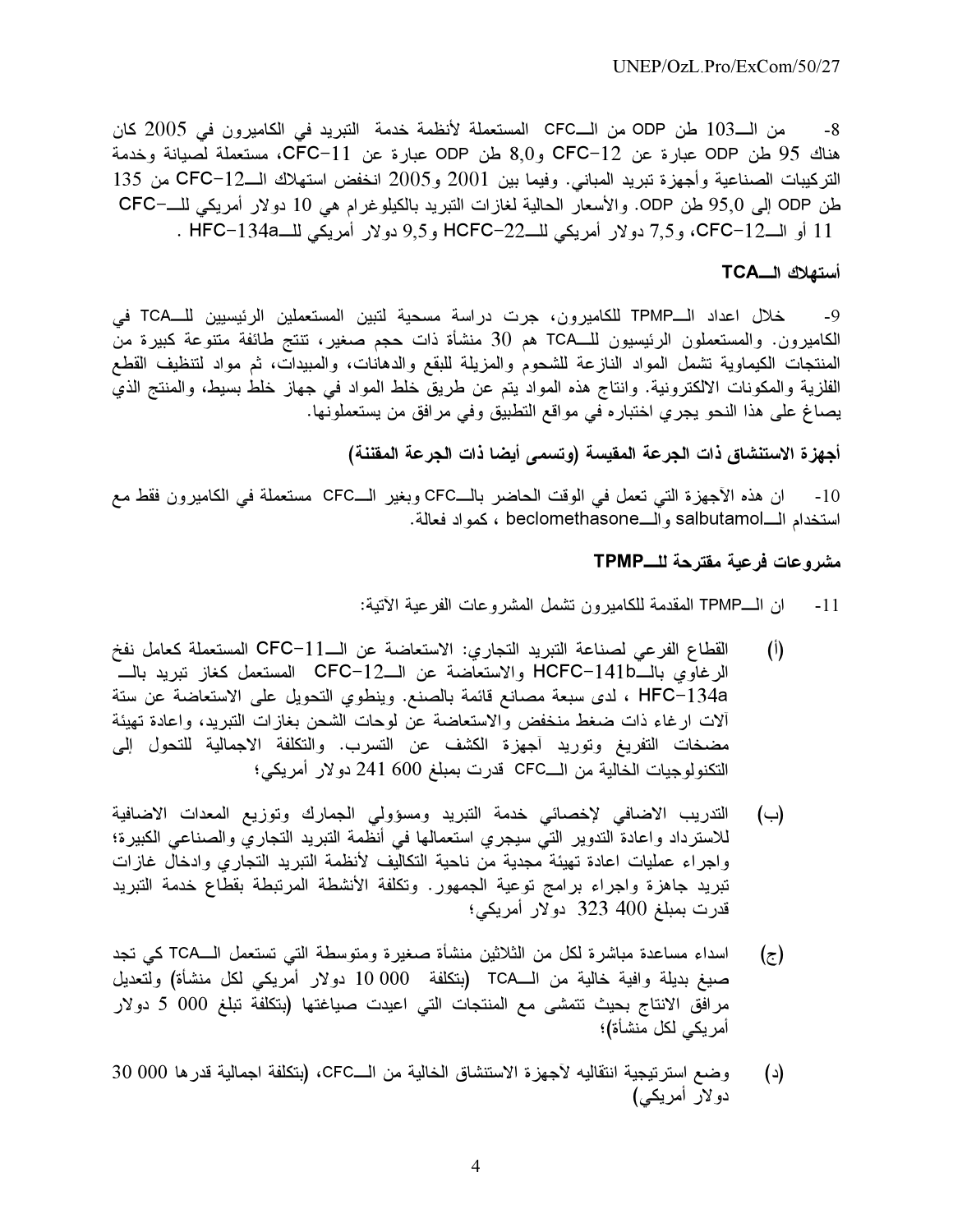8- من الـــ103 طن ODP من الـــCFC المستعملة لأنظمة خدمة التبريد في الكاميرون في 2005 كان هناك 95 طن ODP عبارة عن CFC-12 و8,0 طن ODP عبارة عن CFC-11، مستعملة لصيانة وخدمة التركيبات الصناعية وأجهزة تبريد المباني. وفيما بين 2001 و2005 انخفض استهلاك الـــCFC-12 من 135 طن ODP إلى 95,0 طن ODP. والأسعار الحالية لغازات التبريد بالكيلوغرام هي 10 دولار أمريكي للـــCFC-11 أو الـــCFC-12، و7,5 دولار أمريكي للـــHCFC-22 و9,5 دولار أمريكي للـــHFC-134a .

### أستهلاك الـــTCA

9- خلال اعداد الـــTPMP للكاميرون، جرت دراسة مسحية لتبين المستعملين الرئيسيين للـــTCA في الكاميرون. والمستعملون الرئيسيون للـــTCA هم 30 منشأة ذات حجم صغير، تنتج طائفة متنوعة كبيرة من المنتجات الكيماوية تشمل المواد النازعة للشحوم والمزيلة للبقع والدهانات، والمبيدات، ثم مواد لتنظيف القطع الفلزية والمكونات الالكترونية. وانتاج هذه المواد يتم عن طريق خلط المواد في جهاز خلط بسيط، والمنتج الذي يصاغ على هذا النحو يجري اختباره في مواقع التطبيق وفي مرافق من يستعملونها.

### أجهزة الاستنشاق ذات الجرعة المقيسة (وتسمى أيضا ذات الجرعة المقننة)

10- ان هذه الأجهزة التي تعمل في الوقت الحاضر بالـــCFC وبغير الـــCFC مستعملة في الكاميرون فقط مع استخدام الـــsalbutamol والـــbeclomethasone ، كمواد فعالة.

### مشروعات فرعية مقترحة للـــTPMP

11- ان الـــTPMP المقدمة للكاميرون تشمل المشروعات الفرعية الآتية:

(أ) القطاع الفرعي لصناعة التبريد التجاري: الاستعاضة عن الـــCFC-11 المستعملة كعامل نفخ الرغاوي بالـــHCFC-141b والاستعاضة عن الـــCFC-12 المستعمل كغاز تبريد بالـــHFC-134a ، لدى سبعة مصانع قائمة بالصنع. وينطوي التحويل على الاستعاضة عن ستة آلات ارغاء ذات ضغط منخفض والاستعاضة عن لوحات الشحن بغازات التبريد، واعادة تهيئة مضخات التفريغ وتوريد أجهزة الكشف عن التسرب. والتكلفة الاجمالية للتحول إلى التكنولوجيات الخالية من الـــCFC قدرت بمبلغ 600 241 دولار أمريكي؛

(ب) التدريب الاضافي لإخصائي خدمة التبريد ومسؤولي الجمارك وتوزيع المعدات الاضافية للاسترداد واعادة التدوير التي سيجري استعمالها في أنظمة التبريد التجاري والصناعي الكبيرة؛ واجراء عمليات اعادة تهيئة مجدية من ناحية التكاليف لأنظمة التبريد التجاري وادخال غازات تبريد جاهزة واجراء برامج توعية الجمهور. وتكلفة الأنشطة المرتبطة بقطاع خدمة التبريد قدرت بمبلغ 400 323 دولار أمريكي؛

(ج) اسداء مساعدة مباشرة لكل من الثلاثين منشأة صغيرة ومتوسطة التي تستعمل الـــTCA كي تجد صيغ بديلة وافية خالية من الـــTCA (بتكلفة 000 10 دولار أمريكي لكل منشأة) ولتعديل مرافق الانتاج بحيث تتمشى مع المنتجات التي اعيدت صياغتها (بتكلفة تبلغ 000 5 دولار أمريكي لكل منشأة)؛

(د) وضع استرتيجية انتقاليه لأجهزة الاستنشاق الخالية من الـــCFC، (بتكلفة اجمالية قدرها 000 30 دولار أمريكي)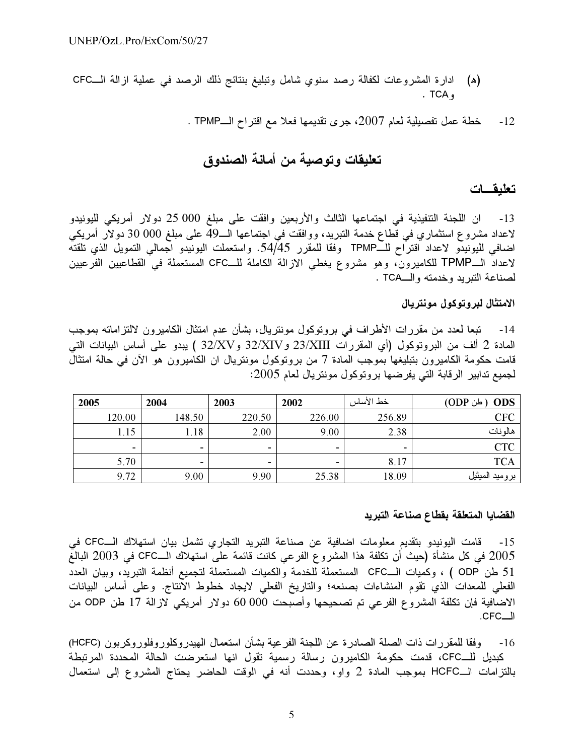(هـ) ادارة المشروعات لكفالة رصد سنوي شامل وتبليغ بنتائج ذلك الرصد في عملية ازالة الـــCFC و TCA .

12- خطة عمل تفصيلية لعام 2007، جرى تقديمها فعلا مع اقتراح الـــTPMP .

## تعليقات وتوصية من أمانة الصندوق

### تعليقـــات

13- ان اللجنة التنفيذية في اجتماعها الثالث والأربعين وافقت على مبلغ 000 25 دولار أمريكي لليونيدو لاعداد مشروع استثماري في قطاع خدمة التبريد، ووافقت في اجتماعها الـــ49 على مبلغ 000 30 دولار أمريكي اضافي لليونيدو لاعداد اقتراح للـــTPMP وفقا للمقرر 54/45. واستعملت اليونيدو اجمالي التمويل الذي تلقته لاعداد الـــTPMP للكاميرون، وهو مشروع يغطي الازالة الكاملة للـــCFC المستعملة في القطاعيين الفرعيين لصناعة التبريد وخدمته والـــTCA .

**الامتثال لبروتوكول مونتريال**

14- تبعا لعدد من مقررات الأطراف في بروتوكول مونتريال، بشأن عدم امتثال الكاميرون لالتزاماته بموجب المادة 2 ألف من البروتوكول (أي المقررات 23/XIII و32/XIV و32/XV ) يبدو على أساس البيانات التي قامت حكومة الكاميرون بتبليغها بموجب المادة 7 من بروتوكول مونتريال ان الكاميرون هو الآن في حالة امتثال لجميع تدابير الرقابة التي يفرضها بروتوكول مونتريال لعام 2005:

| ODS ( طن ODP) | خط الأساس | 2002 | 2003 | 2004 | 2005 |
|---|---|---|---|---|---|
| CFC | 256.89 | 226.00 | 220.50 | 148.50 | 120.00 |
| هالونات | 2.38 | 9.00 | 2.00 | 1.18 | 1.15 |
| CTC | - | - | - | - | - |
| TCA | 8.17 | - | - | - | 5.70 |
| بروميد الميثيل | 18.09 | 25.38 | 9.90 | 9.00 | 9.72 |

**القضايا المتعلقة بقطاع صناعة التبريد**

15- قامت اليونيدو بتقديم معلومات اضافية عن صناعة التبريد التجاري تشمل بيان استهلاك الـــCFC في 2005 في كل منشأة (حيث أن تكلفة هذا المشروع الفرعي كانت قائمة على استهلاك الـــCFC في 2003 البالغ 51 طن ODP ) ، وكميات الـــCFC المستعملة للخدمة والكميات المستعملة لتجميع أنظمة التبريد، وبيان العدد الفعلي للمعدات الذي تقوم المنشاءات بصنعه؛ والتاريخ الفعلي لايجاد خطوط الانتاج. وعلى أساس البيانات الاضافية فإن تكلفة المشروع الفرعي تم تصحيحها وأصبحت 000 60 دولار أمريكي لازالة 17 طن ODP من الـــCFC.

16- وفقا للمقررات ذات الصلة الصادرة عن اللجنة الفرعية بشأن استعمال الهيدروكلوروفلوروكربون (HCFC) كبديل للـــCFC، قدمت حكومة الكاميرون رسالة رسمية تقول انها استعرضت الحالة المحددة المرتبطة بالتزامات الـــHCFC بموجب المادة 2 واو، وحددت أنه في الوقت الحاضر يحتاج المشروع إلى استعمال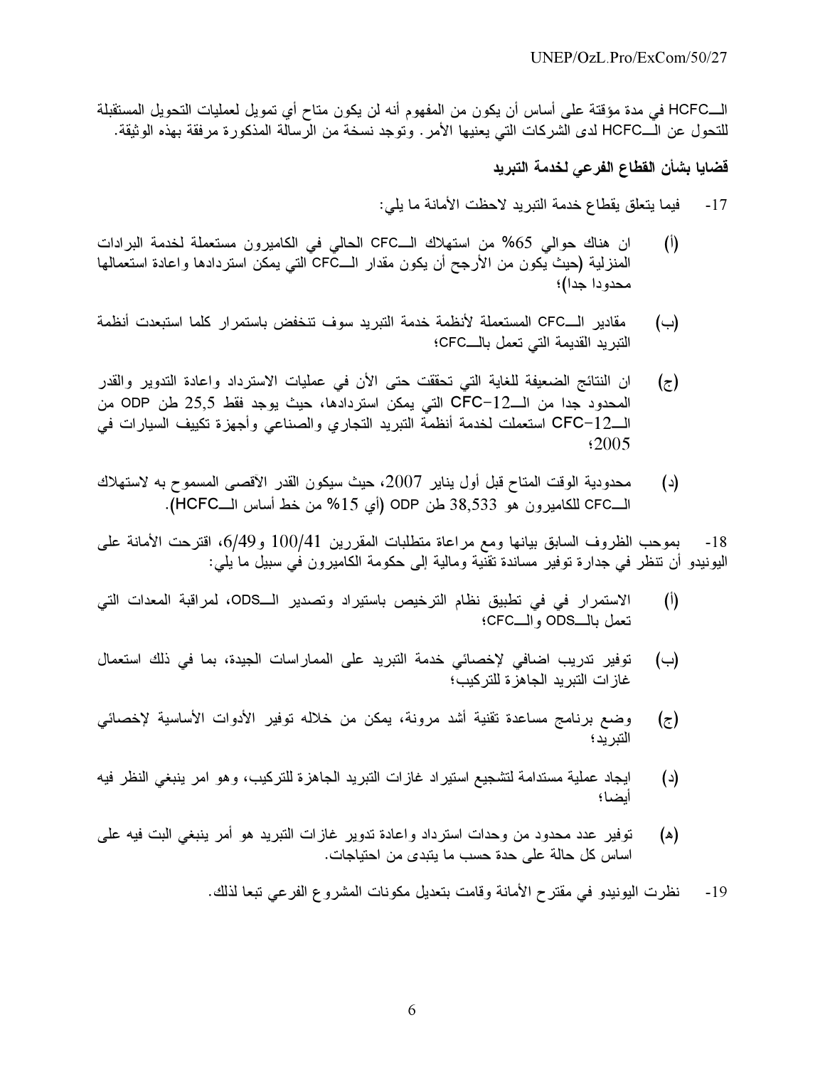الـHCFC في مدة مؤقتة على أساس أن يكون من المفهوم أنه لن يكون متاح أي تمويل لعمليات التحويل المستقبلة للتحول عن الـHCFC لدى الشركات التي يعنيها الأمر. وتوجد نسخة من الرسالة المذكورة مرفقة بهذه الوثيقة.

**قضايا بشأن القطاع الفرعي لخدمة التبريد**

17- فيما يتعلق بقطاع خدمة التبريد لاحظت الأمانة ما يلي:

(أ) ان هناك حوالي 65% من استهلاك الـCFC الحالي في الكاميرون مستعملة لخدمة البرادات المنزلية (حيث يكون من الأرجح أن يكون مقدار الـCFC التي يمكن استردادها واعادة استعمالها محدودا جدا)؛

(ب) مقادير الـCFC المستعملة لأنظمة خدمة التبريد سوف تنخفض باستمرار كلما استبعدت أنظمة التبريد القديمة التي تعمل بالـCFC؛

(ج) ان النتائج الضعيفة للغاية التي تحققت حتى الأن في عمليات الاسترداد واعادة التدوير والقدر المحدود جدا من الـCFC-12 التي يمكن استردادها، حيث يوجد فقط 25,5 طن ODP من الـCFC-12 استعملت لخدمة أنظمة التبريد التجاري والصناعي وأجهزة تكييف السيارات في 2005؛

(د) محدودية الوقت المتاح قبل أول يناير 2007، حيث سيكون القدر الأقصى المسموح به لاستهلاك الـCFC للكاميرون هو 38,533 طن ODP (أي 15% من خط أساس الـHCFC).

18- بموجب الظروف السابق بيانها ومع مراعاة متطلبات المقررين 100/41 و6/49، اقترحت الأمانة على اليونيدو أن تنظر في جدارة توفير مساندة تقنية ومالية إلى حكومة الكاميرون في سبيل ما يلي:

(أ) الاستمرار في في تطبيق نظام الترخيص باستيراد وتصدير الـODS، لمراقبة المعدات التي تعمل بالـODS والـCFC؛

(ب) توفير تدريب اضافي لإخصائي خدمة التبريد على الممارسات الجيدة، بما في ذلك استعمال غازات التبريد الجاهزة للتركيب؛

(ج) وضع برنامج مساعدة تقنية أشد مرونة، يمكن من خلاله توفير الأدوات الأساسية لإخصائي التبريد؛

(د) ايجاد عملية مستدامة لتشجيع استيراد غازات التبريد الجاهزة للتركيب، وهو امر ينبغي النظر فيه أيضا؛

(هـ) توفير عدد محدود من وحدات استرداد واعادة تدوير غازات التبريد هو أمر ينبغي البت فيه على اساس كل حالة على حدة حسب ما يتبدى من احتياجات.

19- نظرت اليونيدو في مقترح الأمانة وقامت بتعديل مكونات المشروع الفرعي تبعا لذلك.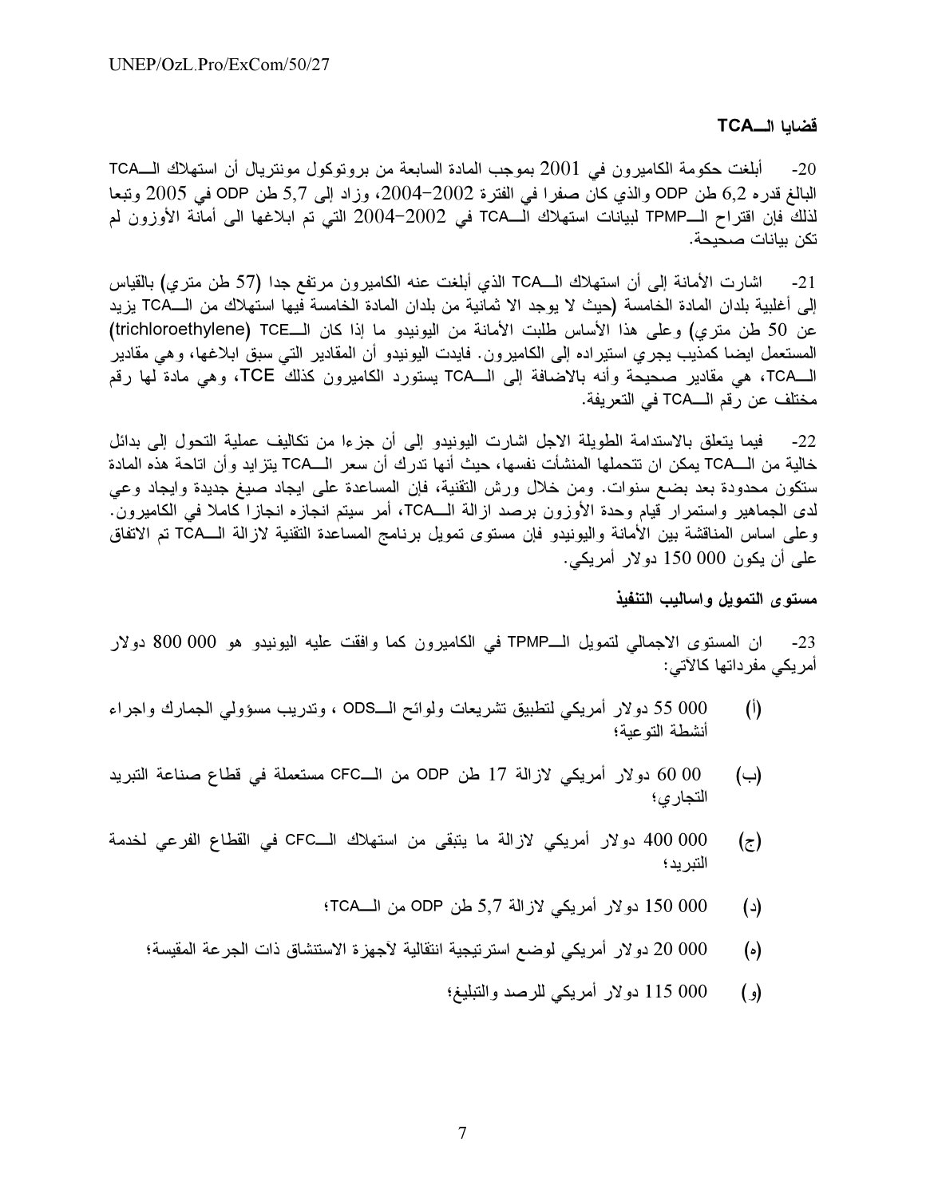## قضايا الـــTCA

20- أبلغت حكومة الكاميرون في 2001 بموجب المادة السابعة من بروتوكول مونتريال أن استهلاك الـــTCA البالغ قدره 6,2 طن ODP والذي كان صفرا في الفترة 2002–2004، وزاد إلى 5,7 طن ODP في 2005 وتبعا لذلك فإن اقتراح الـــTPMP لبيانات استهلاك الـــTCA في 2002–2004 التي تم ابلاغها الى أمانة الأوزون لم تكن بيانات صحيحة.

21- اشارت الأمانة إلى أن استهلاك الـــTCA الذي أبلغت عنه الكاميرون مرتفع جدا (57 طن متري) بالقياس إلى أغلبية بلدان المادة الخامسة (حيث لا يوجد الا ثمانية من بلدان المادة الخامسة فيها استهلاك من الـــTCA يزيد عن 50 طن متري) وعلى هذا الأساس طلبت الأمانة من اليونيدو ما إذا كان الـــTCE (trichloroethylene) المستعمل ايضا كمذيب يجري استيراده إلى الكاميرون. فايدت اليونيدو أن المقادير التي سبق ابلاغها، وهي مقادير الـــTCA، هي مقادير صحيحة وأنه بالاضافة إلى الـــTCA يستورد الكاميرون كذلك TCE، وهي مادة لها رقم مختلف عن رقم الـــTCA في التعريفة.

22- فيما يتعلق بالاستدامة الطويلة الاجل اشارت اليونيدو إلى أن جزءا من تكاليف عملية التحول إلى بدائل خالية من الـــTCA يمكن ان تتحملها المنشآت نفسها، حيث أنها تدرك أن سعر الـــTCA يتزايد وأن اتاحة هذه المادة ستكون محدودة بعد بضع سنوات. ومن خلال ورش التقنية، فإن المساعدة على ايجاد صيغ جديدة وايجاد وعي لدى الجماهير واستمرار قيام وحدة الأوزون برصد ازالة الـــTCA، أمر سيتم انجازه انجازا كاملا في الكاميرون. وعلى اساس المناقشة بين الأمانة واليونيدو فإن مستوى تمويل برنامج المساعدة التقنية لازالة الـــTCA تم الاتفاق على أن يكون 000 150 دولار أمريكي.

## مستوى التمويل واساليب التنفيذ

23- ان المستوى الاجمالي لتمويل الـــTPMP في الكاميرون كما وافقت عليه اليونيدو هو 000 800 دولار أمريكي مفرداتها كالآتي:

(أ) 000 55 دولار أمريكي لتطبيق تشريعات ولوائح الـــODS ، وتدريب مسؤولي الجمارك واجراء أنشطة التوعية؛

(ب) 00 60 دولار أمريكي لازالة 17 طن ODP من الـــCFC مستعملة في قطاع صناعة التبريد التجاري؛

(ج) 000 400 دولار أمريكي لازالة ما يتبقى من استهلاك الـــCFC في القطاع الفرعي لخدمة التبريد؛

(د) 000 150 دولار أمريكي لازالة 5,7 طن ODP من الـــTCA؛

(ه) 000 20 دولار أمريكي لوضع استرتيجية انتقالية لأجهزة الاستنشاق ذات الجرعة المقيسة؛

(و) 000 115 دولار أمريكي للرصد والتبليغ؛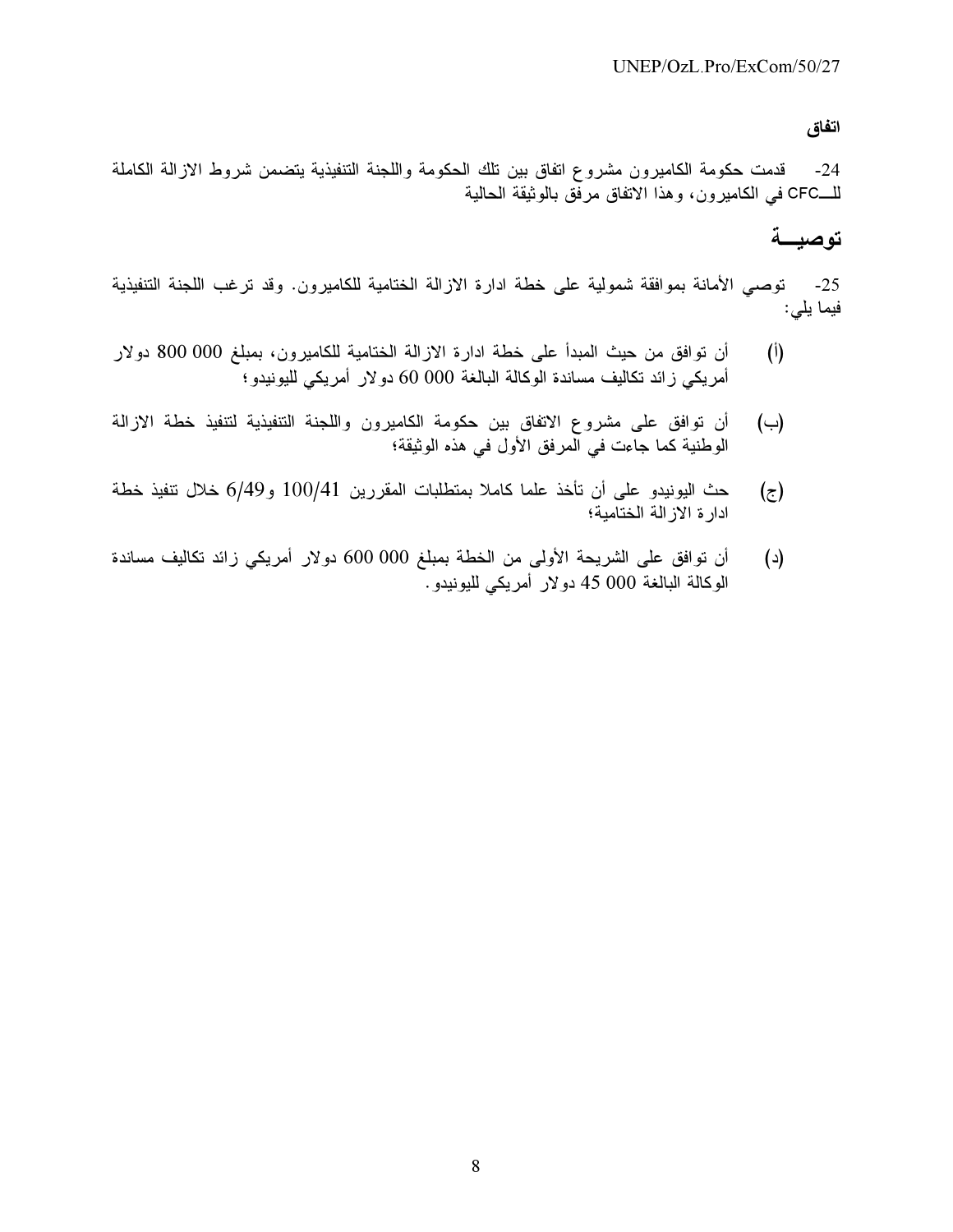**اتفاق**

24- قدمت حكومة الكاميرون مشروع اتفاق بين تلك الحكومة واللجنة التنفيذية يتضمن شروط الازالة الكاملة للـــCFC في الكاميرون، وهذا الاتفاق مرفق بالوثيقة الحالية

## توصيـــة

25- توصي الأمانة بموافقة شمولية على خطة ادارة الازالة الختامية للكاميرون. وقد ترغب اللجنة التنفيذية فيما يلي:

(أ) أن توافق من حيث المبدأ على خطة ادارة الازالة الختامية للكاميرون، بمبلغ 000 800 دولار أمريكي زائد تكاليف مساندة الوكالة البالغة 000 60 دولار أمريكي لليونيدو؛

(ب) أن توافق على مشروع الاتفاق بين حكومة الكاميرون واللجنة التنفيذية لتنفيذ خطة الازالة الوطنية كما جاءت في المرفق الأول في هذه الوثيقة؛

(ج) حث اليونيدو على أن تأخذ علما كاملا بمتطلبات المقررين 100/41 و6/49 خلال تنفيذ خطة ادارة الازالة الختامية؛

(د) أن توافق على الشريحة الأولى من الخطة بمبلغ 000 600 دولار أمريكي زائد تكاليف مساندة الوكالة البالغة 000 45 دولار أمريكي لليونيدو.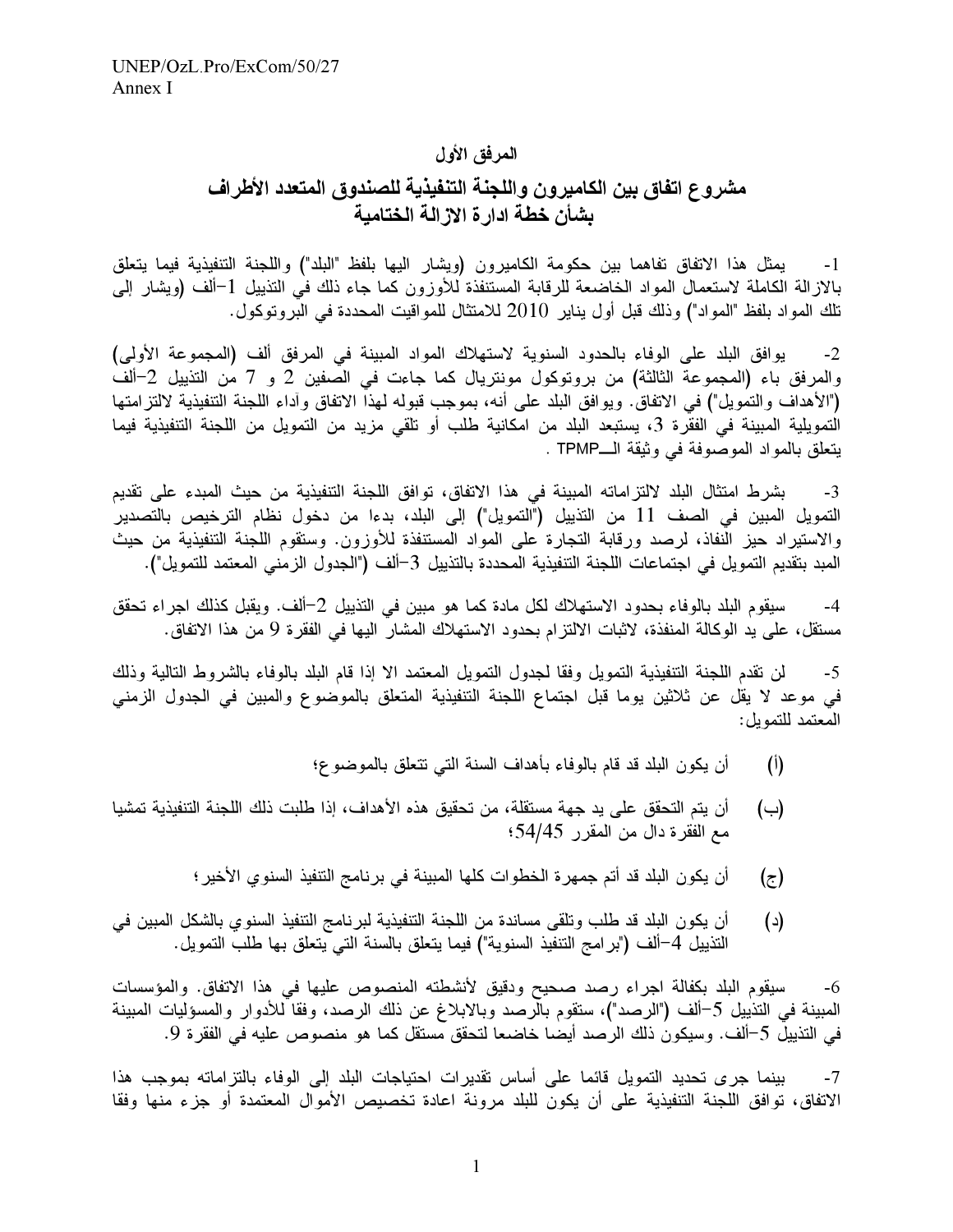## المرفق الأول

# مشروع اتفاق بين الكاميرون واللجنة التنفيذية للصندوق المتعدد الأطراف بشأن خطة ادارة الازالة الختامية

1- يمثل هذا الاتفاق تفاهما بين حكومة الكاميرون (ويشار اليها بلفظ "البلد") واللجنة التنفيذية فيما يتعلق بالازالة الكاملة لاستعمال المواد الخاضعة للرقابة المستنفذة للأوزون كما جاء ذلك في التذييل 1–ألف (ويشار إلى تلك المواد بلفظ "المواد") وذلك قبل أول يناير 2010 للامتثال للمواقيت المحددة في البروتوكول.

2- يوافق البلد على الوفاء بالحدود السنوية لاستهلاك المواد المبينة في المرفق ألف (المجموعة الأولى) والمرفق باء (المجموعة الثالثة) من بروتوكول مونتريال كما جاءت في الصفين 2 و 7 من التذييل 2–ألف ("الأهداف والتمويل") في الاتفاق. ويوافق البلد على أنه، بموجب قبوله لهذا الاتفاق وأداء اللجنة التنفيذية لالتزامتها التمويلية المبينة في الفقرة 3، يستبعد البلد من امكانية طلب أو تلقي مزيد من التمويل من اللجنة التنفيذية فيما يتعلق بالمواد الموصوفة في وثيقة الـــTPMP .

3- بشرط امتثال البلد لالتزاماته المبينة في هذا الاتفاق، توافق اللجنة التنفيذية من حيث المبدء على تقديم التمويل المبين في الصف 11 من التذييل ("التمويل") إلى البلد، بدءا من دخول نظام الترخيص بالتصدير والاستيراد حيز النفاذ، لرصد ورقابة التجارة على المواد المستنفذة للأوزون. وستقوم اللجنة التنفيذية من حيث المبدء بتقديم التمويل في اجتماعات اللجنة التنفيذية المحددة بالتذييل 3–ألف ("الجدول الزمني المعتمد للتمويل").

4- سيقوم البلد بالوفاء بحدود الاستهلاك لكل مادة كما هو مبين في التذييل 2–ألف. ويقبل كذلك اجراء تحقق مستقل، على يد الوكالة المنفذة، لاثبات الالتزام بحدود الاستهلاك المشار اليها في الفقرة 9 من هذا الاتفاق.

5- لن تقدم اللجنة التنفيذية التمويل وفقا لجدول التمويل المعتمد الا إذا قام البلد بالوفاء بالشروط التالية وذلك في موعد لا يقل عن ثلاثين يوما قبل اجتماع اللجنة التنفيذية المتعلق بالموضوع والمبين في الجدول الزمني المعتمد للتمويل:

(أ) أن يكون البلد قد قام بالوفاء بأهداف السنة التي تتعلق بالموضوع؛

(ب) أن يتم التحقق على يد جهة مستقلة، من تحقيق هذه الأهداف، إذا طلبت ذلك اللجنة التنفيذية تمشيا مع الفقرة دال من المقرر 54/45؛

(ج) أن يكون البلد قد أتم جمهرة الخطوات كلها المبينة في برنامج التنفيذ السنوي الأخير؛

(د) أن يكون البلد قد طلب وتلقى مساندة من اللجنة التنفيذية لبرنامج التنفيذ السنوي بالشكل المبين في التذييل 4–ألف ("برامج التنفيذ السنوية") فيما يتعلق بالسنة التي يتعلق بها طلب التمويل.

6- سيقوم البلد بكفالة اجراء رصد صحيح ودقيق لأنشطته المنصوص عليها في هذا الاتفاق. والمؤسسات المبينة في التذييل 5–ألف ("الرصد")، ستقوم بالرصد وبالابلاغ عن ذلك الرصد، وفقا للأدوار والمسؤليات المبينة في التذييل 5–ألف. وسيكون ذلك الرصد أيضا خاضعا لتحقق مستقل كما هو منصوص عليه في الفقرة 9.

7- بينما جرى تحديد التمويل قائما على أساس تقديرات احتياجات البلد إلى الوفاء بالتزاماته بموجب هذا الاتفاق، توافق اللجنة التنفيذية على أن يكون للبلد مرونة اعادة تخصيص الأموال المعتمدة أو جزء منها وفقا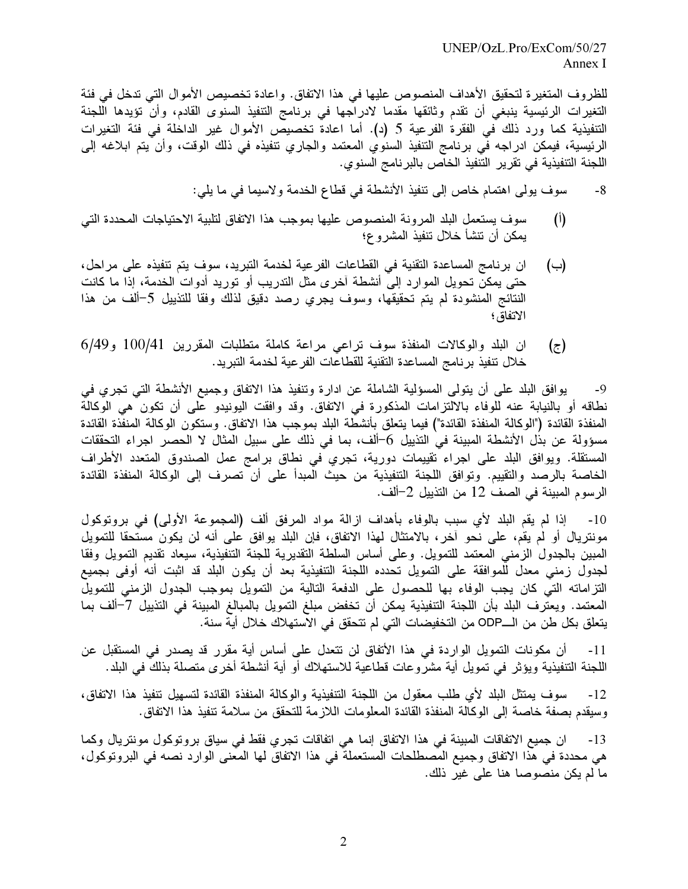للظروف المتغيرة لتحقيق الأهداف المنصوص عليها في هذا الاتفاق. واعادة تخصيص الأموال التي تدخل في فئة التغيرات الرئيسية ينبغي أن تقدم وثائقها مقدما لادراجها في برنامج التنفيذ السنوى القادم، وأن تؤيدها اللجنة التنفيذية كما ورد ذلك في الفقرة الفرعية 5 (د). أما اعادة تخصيص الأموال غير الداخلة في فئة التغيرات الرئيسية، فيمكن ادراجه في برنامج التنفيذ السنوي المعتمد والجاري تنفيذه في ذلك الوقت، وأن يتم ابلاغه إلى اللجنة التنفيذية في تقرير التنفيذ الخاص بالبرنامج السنوي.

8- سوف يولى اهتمام خاص إلى تنفيذ الأنشطة في قطاع الخدمة ولاسيما في ما يلي:

(أ) سوف يستعمل البلد المرونة المنصوص عليها بموجب هذا الاتفاق لتلبية الاحتياجات المحددة التي يمكن أن تنشأ خلال تنفيذ المشروع؛

(ب) ان برنامج المساعدة التقنية في القطاعات الفرعية لخدمة التبريد، سوف يتم تنفيذه على مراحل، حتى يمكن تحويل الموارد إلى أنشطة آخرى مثل التدريب أو توريد أدوات الخدمة، إذا ما كانت النتائج المنشودة لم يتم تحقيقها، وسوف يجري رصد دقيق لذلك وفقا للتذييل 5–ألف من هذا الاتفاق؛

(ج) ان البلد والوكالات المنفذة سوف تراعي مراعاة كاملة متطلبات المقررين 100/41 و6/49 خلال تنفيذ برنامج المساعدة التقنية للقطاعات الفرعية لخدمة التبريد.

9- يوافق البلد على أن يتولى المسؤلية الشاملة عن ادارة وتنفيذ هذا الاتفاق وجميع الأنشطة التي تجري في نطاقه أو بالنيابة عنه للوفاء بالالتزامات المذكورة في الاتفاق. وقد وافقت اليونيدو على أن تكون هي الوكالة المنفذة القائدة ("الوكالة المنفذة القائدة") فيما يتعلق بأنشطة البلد بموجب هذا الاتفاق. وستكون الوكالة المنفذة القائدة مسؤولة عن بذل الأنشطة المبينة في التذييل 6–ألف، بما في ذلك على سبيل المثال لا الحصر اجراء التحققات المستقلة. ويوافق البلد على اجراء تقييمات دورية، تجري في نطاق برامج عمل الصندوق المتعدد الأطراف الخاصة بالرصد والتقييم. وتوافق اللجنة التنفيذية من حيث المبدأ على أن تصرف إلى الوكالة المنفذة القائدة الرسوم المبينة في الصف 12 من التذييل 2–ألف.

10- إذا لم يقم البلد لأي سبب بالوفاء بأهداف ازالة مواد المرفق ألف (المجموعة الأولى) في بروتوكول مونتريال أو لم يقم، على نحو آخر، بالامتثال لهذا الاتفاق، فإن البلد يوافق على أنه لن يكون مستحقا للتمويل المبين بالجدول الزمني المعتمد للتمويل. وعلى أساس السلطة التقديرية للجنة التنفيذية، سيعاد تقديم التمويل وفقا لجدول زمني معدل للموافقة على التمويل تحدده اللجنة التنفيذية بعد أن يكون البلد قد اثبت أنه أوفى بجميع التزاماته التي كان يجب الوفاء بها للحصول على الدفعة التالية من التمويل بموجب الجدول الزمني للتمويل المعتمد. ويعترف البلد بأن اللجنة التنفيذية يمكن أن تخفض مبلغ التمويل بالمبالغ المبينة في التذييل 7–ألف بما يتعلق بكل طن من الـODP من التخفيضات التي لم تتحقق في الاستهلاك خلال أية سنة.

11- أن مكونات التمويل الواردة في هذا الأتفاق لن تتعدل على أساس أية مقرر قد يصدر في المستقبل عن اللجنة التنفيذية ويؤثر في تمويل أية مشروعات قطاعية للاستهلاك أو أية أنشطة أخرى متصلة بذلك في البلد.

12- سوف يمتثل البلد لأي طلب معقول من اللجنة التنفيذية والوكالة المنفذة القائدة لتسهيل تنفيذ هذا الاتفاق، وسيقدم بصفة خاصة إلى الوكالة المنفذة القائدة المعلومات اللازمة للتحقق من سلامة تنفيذ هذا الاتفاق.

13- ان جميع الاتفاقات المبينة في هذا الاتفاق إنما هي اتفاقات تجري فقط في سياق بروتوكول مونتريال وكما هي محددة في هذا الاتفاق وجميع المصطلحات المستعملة في هذا الاتفاق لها المعنى الوارد نصه في البروتوكول، ما لم يكن منصوصا هنا على غير ذلك.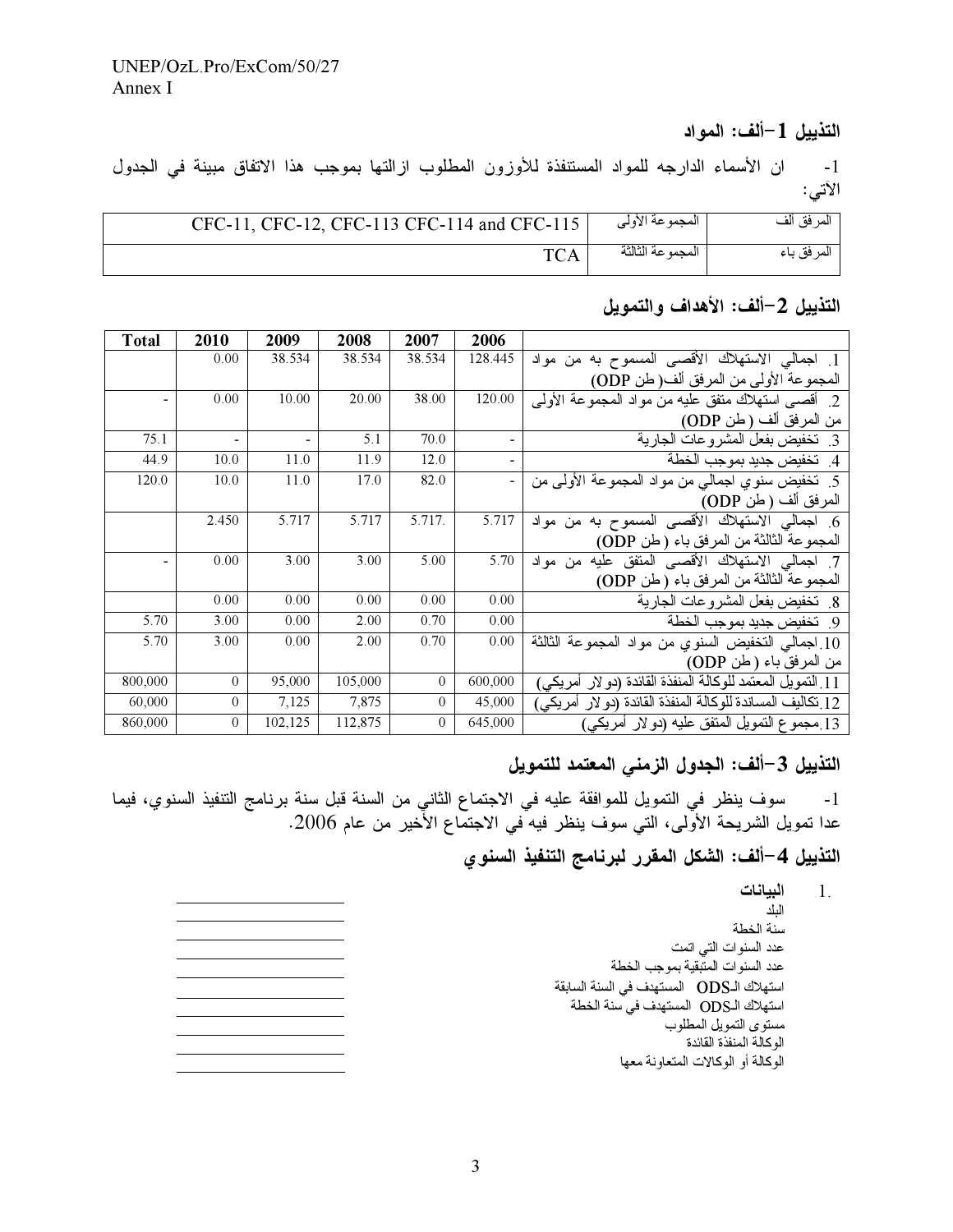## التذييل 1–ألف: المواد

1- ان الأسماء الدارجه للمواد المستنفذة للأوزون المطلوب ازالتها بموجب هذا الاتفاق مبينة في الجدول الآتي:

| المرفق ألف | المجموعة الأولى | CFC-11, CFC-12, CFC-113 CFC-114 and CFC-115 |
|---|---|---|
| المرفق باء | المجموعة الثالثة | TCA |

## التذييل 2–ألف: الأهداف والتمويل

| | 2006 | 2007 | 2008 | 2009 | 2010 | Total |
|---|---|---|---|---|---|---|
| 1. اجمالي الاستهلاك الأقصى المسموح به من مواد المجموعة الأولى من المرفق ألف(طن ODP) | 128.445 | 38.534 | 38.534 | 38.534 | 0.00 | |
| 2. أقصى استهلاك متفق عليه من مواد المجموعة الأولى من المرفق ألف (طن ODP) | 120.00 | 38.00 | 20.00 | 10.00 | 0.00 | - |
| 3. تخفيض بفعل المشروعات الجارية | - | 70.0 | 5.1 | - | - | 75.1 |
| 4. تخفيض جديد بموجب الخطة | - | 12.0 | 11.9 | 11.0 | 10.0 | 44.9 |
| 5. تخفيض سنوي اجمالي من مواد المجموعة الأولى من المرفق ألف (طن ODP) | - | 82.0 | 17.0 | 11.0 | 10.0 | 120.0 |
| 6. اجمالي الاستهلاك الأقصى المسموح به من مواد المجموعة الثالثة من المرفق باء (طن ODP) | 5.717 | 5.717. | 5.717 | 5.717 | 2.450 | |
| 7. اجمالي الاستهلاك الأقصى المتفق عليه من مواد المجموعة الثالثة من المرفق باء (طن ODP) | 5.70 | 5.00 | 3.00 | 3.00 | 0.00 | - |
| 8. تخفيض بفعل المشروعات الجارية | 0.00 | 0.00 | 0.00 | 0.00 | 0.00 | |
| 9. تخفيض جديد بموجب الخطة | 0.00 | 0.70 | 2.00 | 0.00 | 3.00 | 5.70 |
| 10. اجمالي التخفيض السنوي من مواد المجموعة الثالثة من المرفق باء (طن ODP) | 0.00 | 0.70 | 2.00 | 0.00 | 3.00 | 5.70 |
| 11. التمويل المعتمد للوكالة المنفذة القائدة (دولار أمريكي) | 600,000 | 0 | 105,000 | 95,000 | 0 | 800,000 |
| 12. تكاليف المساندة للوكالة المنفذة القائدة (دولار أمريكي) | 45,000 | 0 | 7,875 | 7,125 | 0 | 60,000 |
| 13. مجموع التمويل المتفق عليه (دولار أمريكي) | 645,000 | 0 | 112,875 | 102,125 | 0 | 860,000 |

## التذييل 3–ألف: الجدول الزمني المعتمد للتمويل

1- سوف ينظر في التمويل للموافقة عليه في الاجتماع الثاني من السنة قبل سنة برنامج التنفيذ السنوي، فيما عدا تمويل الشريحة الأولى، التي سوف ينظر فيه في الاجتماع الأخير من عام 2006.

## التذييل 4–ألف: الشكل المقرر لبرنامج التنفيذ السنوي

1. **البيانات**

| | |
|---|---|
| البلد | ________ |
| سنة الخطة | ________ |
| عدد السنوات التي اتمت | ________ |
| عدد السنوات المتبقية بموجب الخطة | ________ |
| استهلاك الـODS المستهدف في السنة السابقة | ________ |
| استهلاك الـODS المستهدف في سنة الخطة | ________ |
| مستوى التمويل المطلوب | ________ |
| الوكالة المنفذة القائدة | ________ |
| الوكالة أو الوكالات المتعاونة معها | ________ |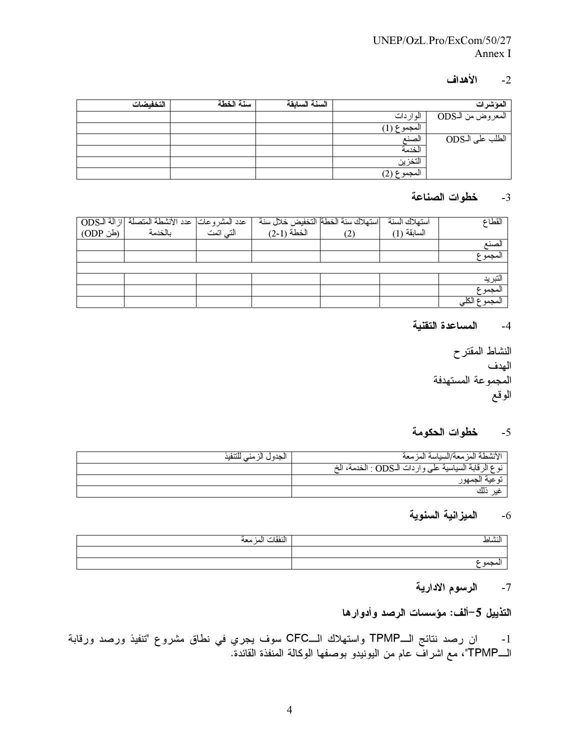## -2 الأهداف

| المؤشرات | | السنة السابقة | سنة الخطة | التخفيضات |
|---|---|---|---|---|
| المعروض من الـODS | الواردات | | | |
| | المجموع (1) | | | |
| الطلب على الـODS | الصنع | | | |
| | الخدمة | | | |
| | التخزين | | | |
| | المجموع (2) | | | |

## -3 خطوات الصناعة

| القطاع | استهلاك السنة السابقة (1) | استهلاك سنة الخطة (2) | التخفيض خلال سنة الخطة (1-2) | عدد المشروعات التي اتمت | عدد الأنشطة المتصلة بالخدمة | ازالة الـODS (طن ODP) |
|---|---|---|---|---|---|---|
| الصنع | | | | | | |
| المجموع | | | | | | |
| | | | | | | |
| التبريد | | | | | | |
| المجموع | | | | | | |
| المجموع الكلي | | | | | | |

## -4 المساعدة التقنية

النشاط المقترح
الهدف
المجموعة المستهدفة
الوقع

## -5 خطوات الحكومة

| الأنشطة المزمعة/السياسة المزمعة | الجدول الزمني للتنفيذ |
|---|---|
| نوع الرقابة السياسية على واردات الـODS : الخدمة، الخ | |
| توعية الجمهور | |
| غير ذلك | |

## -6 الميزانية السنوية

| النشاط | النفقات المزمعة |
|---|---|
| | |
| المجموع | |

## -7 الرسوم الادارية

## التذييل 5-ألف: مؤسسات الرصد وأدوارها

-1 ان رصد نتائج الـTPMP واستهلاك الـCFC سوف يجري في نطاق مشروع "تنفيذ ورصد ورقابة الـTPMP"، مع اشراف عام من اليونيدو بوصفها الوكالة المنفذة القائدة.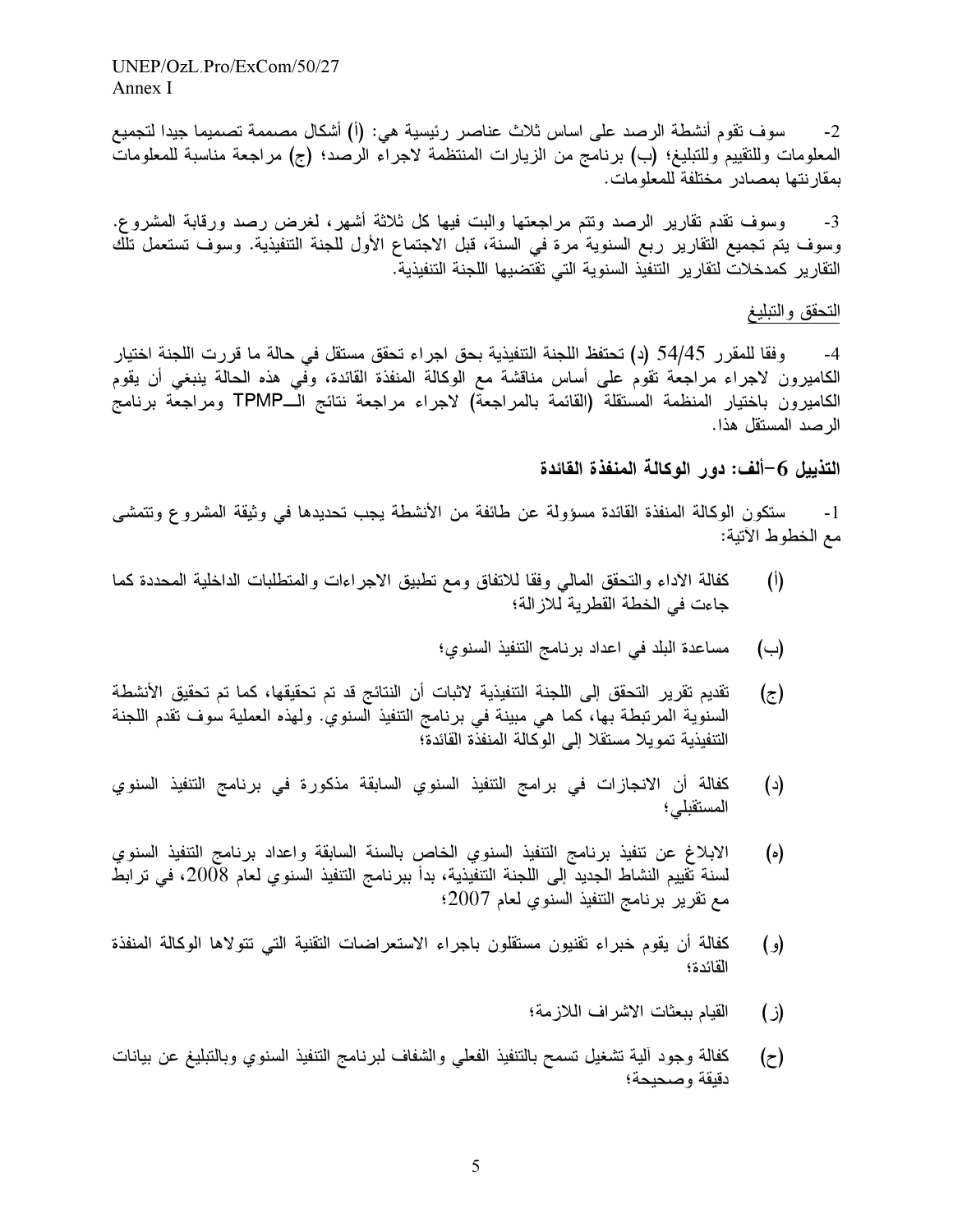2- سوف تقوم أنشطة الرصد على اساس ثلاث عناصر رئيسية هي: (أ) أشكال مصممة تصميما جيدا لتجميع المعلومات وللتقييم وللتبليغ؛ (ب) برنامج من الزيارات المنتظمة لاجراء الرصد؛ (ج) مراجعة مناسبة للمعلومات بمقارنتها بمصادر مختلفة للمعلومات.

3- وسوف تقدم تقارير الرصد وتتم مراجعتها والبت فيها كل ثلاثة أشهر، لغرض رصد ورقابة المشروع. وسوف يتم تجميع التقارير ربع السنوية مرة في السنة، قبل الاجتماع الأول للجنة التنفيذية. وسوف تستعمل تلك التقارير كمدخلات لتقارير التنفيذ السنوية التي تقتضيها اللجنة التنفيذية.

التحقق والتبليغ

4- ووفقا للمقرر 54/45 (د) تحتفظ اللجنة التنفيذية بحق اجراء تحقق مستقل في حالة ما قررت اللجنة اختيار الكاميرون لاجراء مراجعة تقوم على أساس مناقشة مع الوكالة المنفذة القائدة، وفي هذه الحالة ينبغي أن يقوم الكاميرون باختيار المنظمة المستقلة (القائمة بالمراجعة) لاجراء مراجعة نتائج الـTPMP ومراجعة برنامج الرصد المستقل هذا.

## التذييل 6-ألف: دور الوكالة المنفذة القائدة

1- ستكون الوكالة المنفذة القائدة مسؤولة عن طائفة من الأنشطة يجب تحديدها في وثيقة المشروع وتتمشى مع الخطوط الآتية:

(أ) كفالة الآداء والتحقق المالي وفقا للاتفاق ومع تطبيق الاجراءات والمتطلبات الداخلية المحددة كما جاءت في الخطة القطرية للازالة؛

(ب) مساعدة البلد في اعداد برنامج التنفيذ السنوي؛

(ج) تقديم تقرير التحقق إلى اللجنة التنفيذية لاثبات أن النتائج قد تم تحقيقها، كما تم تحقيق الأنشطة السنوية المرتبطة بها، كما هي مبينة في برنامج التنفيذ السنوي. ولهذه العملية سوف تقدم اللجنة التنفيذية تمويلا مستقلا إلى الوكالة المنفذة القائدة؛

(د) كفالة أن الانجازات في برامج التنفيذ السنوي السابقة مذكورة في برنامج التنفيذ السنوي المستقبلي؛

(ه) الابلاغ عن تنفيذ برنامج التنفيذ السنوي الخاص بالسنة السابقة واعداد برنامج التنفيذ السنوي لسنة تقييم النشاط الجديد إلى اللجنة التنفيذية، بدأ ببرنامج التنفيذ السنوي لعام 2008، في ترابط مع تقرير برنامج التنفيذ السنوي لعام 2007؛

(و) كفالة أن يقوم خبراء تقنيون مستقلون باجراء الاستعراضات التقنية التي تتولاها الوكالة المنفذة القائدة؛

(ز) القيام ببعثات الاشراف اللازمة؛

(ح) كفالة وجود آلية تشغيل تسمح بالتنفيذ الفعلي والشفاف لبرنامج التنفيذ السنوي وبالتبليغ عن بيانات دقيقة وصحيحة؛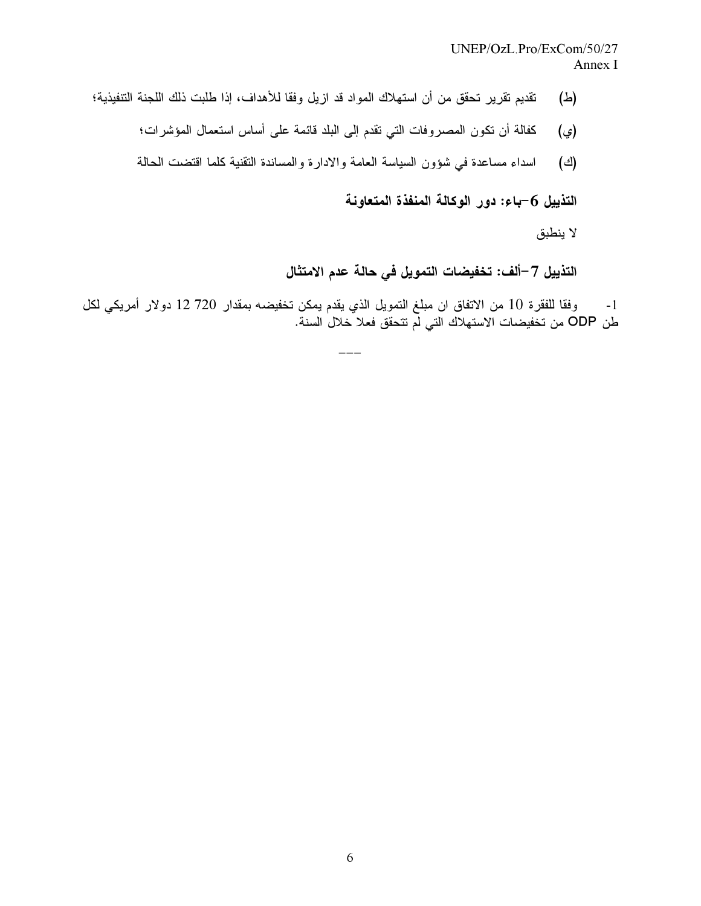(ط) تقديم تقرير تحقق من أن استهلاك المواد قد ازيل وفقا للأهداف، إذا طلبت ذلك اللجنة التنفيذية؛

(ي) كفالة أن تكون المصروفات التي تقدم إلى البلد قائمة على أساس استعمال المؤشرات؛

(ك) اسداء مساعدة في شؤون السياسة العامة والادارة والمساندة التقنية كلما اقتضت الحالة

### التذييل 6-باء: دور الوكالة المنفذة المتعاونة

لا ينطبق

### التذييل 7-ألف: تخفيضات التمويل في حالة عدم الامتثال

1- وفقا للفقرة 10 من الاتفاق ان مبلغ التمويل الذي يقدم يمكن تخفيضه بمقدار 720 12 دولار أمريكي لكل طن ODP من تخفيضات الاستهلاك التي لم تتحقق فعلا خلال السنة.

---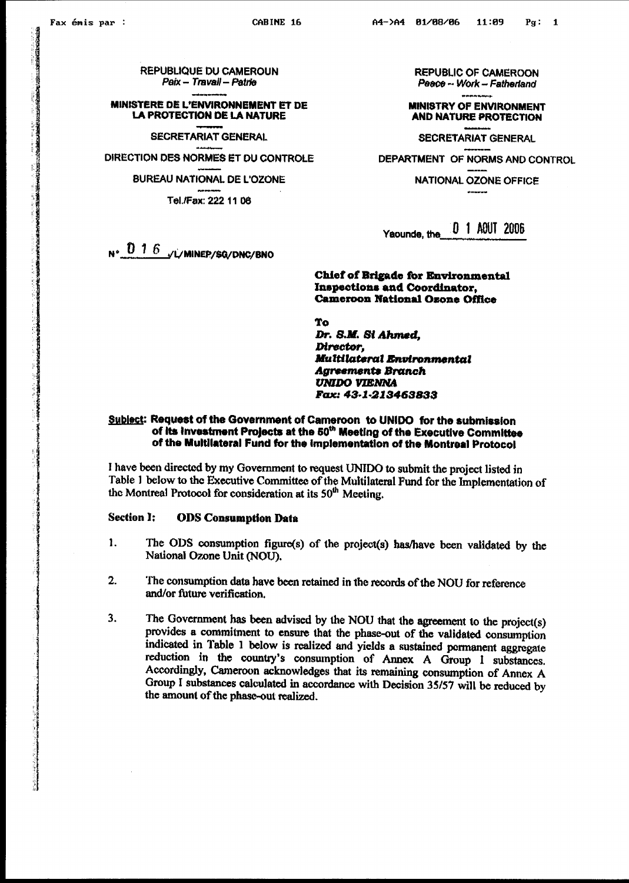REPUBLIQUE DU CAMEROUN
*Paix – Travail – Patrie*

**MINISTERE DE L'ENVIRONNEMENT ET DE LA PROTECTION DE LA NATURE**

SECRETARIAT GENERAL

DIRECTION DES NORMES ET DU CONTROLE

BUREAU NATIONAL DE L'OZONE

Tel./Fax: 222 11 06

REPUBLIC OF CAMEROON
*Peace – Work – Fatherland*

**MINISTRY OF ENVIRONMENT AND NATURE PROTECTION**

SECRETARIAT GENERAL

DEPARTMENT OF NORMS AND CONTROL

NATIONAL OZONE OFFICE

Yaounde, the 0 1 AOUT 2006

N° 0 1 6 /L/MINEP/SG/DNC/BNO

**Chief of Brigade for Environmental Inspections and Coordinator, Cameroon National Ozone Office**

**To**
***Dr. S.M. Si Ahmed,***
***Director,***
***Multilateral Environmental Agreements Branch***
***UNIDO VIENNA***
***Fax: 43-1-213463833***

**Subject: Request of the Government of Cameroon to UNIDO for the submission of its Investment Projects at the 50th Meeting of the Executive Committee of the Multilateral Fund for the Implementation of the Montreal Protocol**

I have been directed by my Government to request UNIDO to submit the project listed in Table 1 below to the Executive Committee of the Multilateral Fund for the Implementation of the Montreal Protocol for consideration at its 50th Meeting.

**Section 1: ODS Consumption Data**

1. The ODS consumption figure(s) of the project(s) has/have been validated by the National Ozone Unit (NOU).

2. The consumption data have been retained in the records of the NOU for reference and/or future verification.

3. The Government has been advised by the NOU that the agreement to the project(s) provides a commitment to ensure that the phase-out of the validated consumption indicated in Table 1 below is realized and yields a sustained permanent aggregate reduction in the country's consumption of Annex A Group 1 substances. Accordingly, Cameroon acknowledges that its remaining consumption of Annex A Group I substances calculated in accordance with Decision 35/57 will be reduced by the amount of the phase-out realized.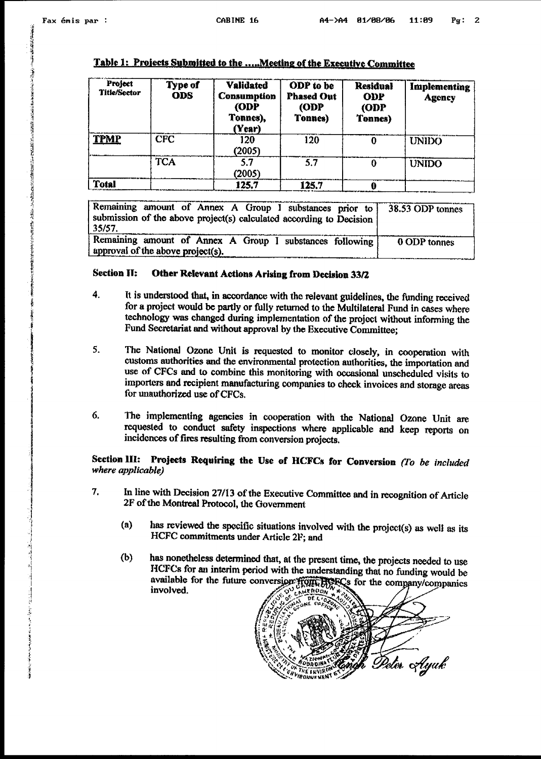## Table 1: Projects Submitted to the …..Meeting of the Executive Committee

| Project Title/Sector | Type of ODS | Validated Consumption (ODP Tonnes), (Year) | ODP to be Phased Out (ODP Tonnes) | Residual ODP (ODP Tonnes) | Implementing Agency |
|---|---|---|---|---|---|
| **TPMP** | CFC | 120 (2005) | 120 | 0 | UNIDO |
| | TCA | 5.7 (2005) | 5.7 | 0 | UNIDO |
| **Total** | | **125.7** | **125.7** | **0** | |

| | |
|---|---|
| Remaining amount of Annex A Group I substances prior to submission of the above project(s) calculated according to Decision 35/57. | 38.53 ODP tonnes |
| Remaining amount of Annex A Group I substances following approval of the above project(s). | 0 ODP tonnes |

### Section II: Other Relevant Actions Arising from Decision 33/2

4. It is understood that, in accordance with the relevant guidelines, the funding received for a project would be partly or fully returned to the Multilateral Fund in cases where technology was changed during implementation of the project without informing the Fund Secretariat and without approval by the Executive Committee;

5. The National Ozone Unit is requested to monitor closely, in cooperation with customs authorities and the environmental protection authorities, the importation and use of CFCs and to combine this monitoring with occasional unscheduled visits to importers and recipient manufacturing companies to check invoices and storage areas for unauthorized use of CFCs.

6. The implementing agencies in cooperation with the National Ozone Unit are requested to conduct safety inspections where applicable and keep reports on incidences of fires resulting from conversion projects.

### Section III: Projects Requiring the Use of HCFCs for Conversion *(To be included where applicable)*

7. In line with Decision 27/13 of the Executive Committee and in recognition of Article 2F of the Montreal Protocol, the Government

   (a) has reviewed the specific situations involved with the project(s) as well as its HCFC commitments under Article 2F; and

   (b) has nonetheless determined that, at the present time, the projects needed to use HCFCs for an interim period with the understanding that no funding would be available for the future conversion from HCFCs for the company/companies involved.

Peter Ayuk